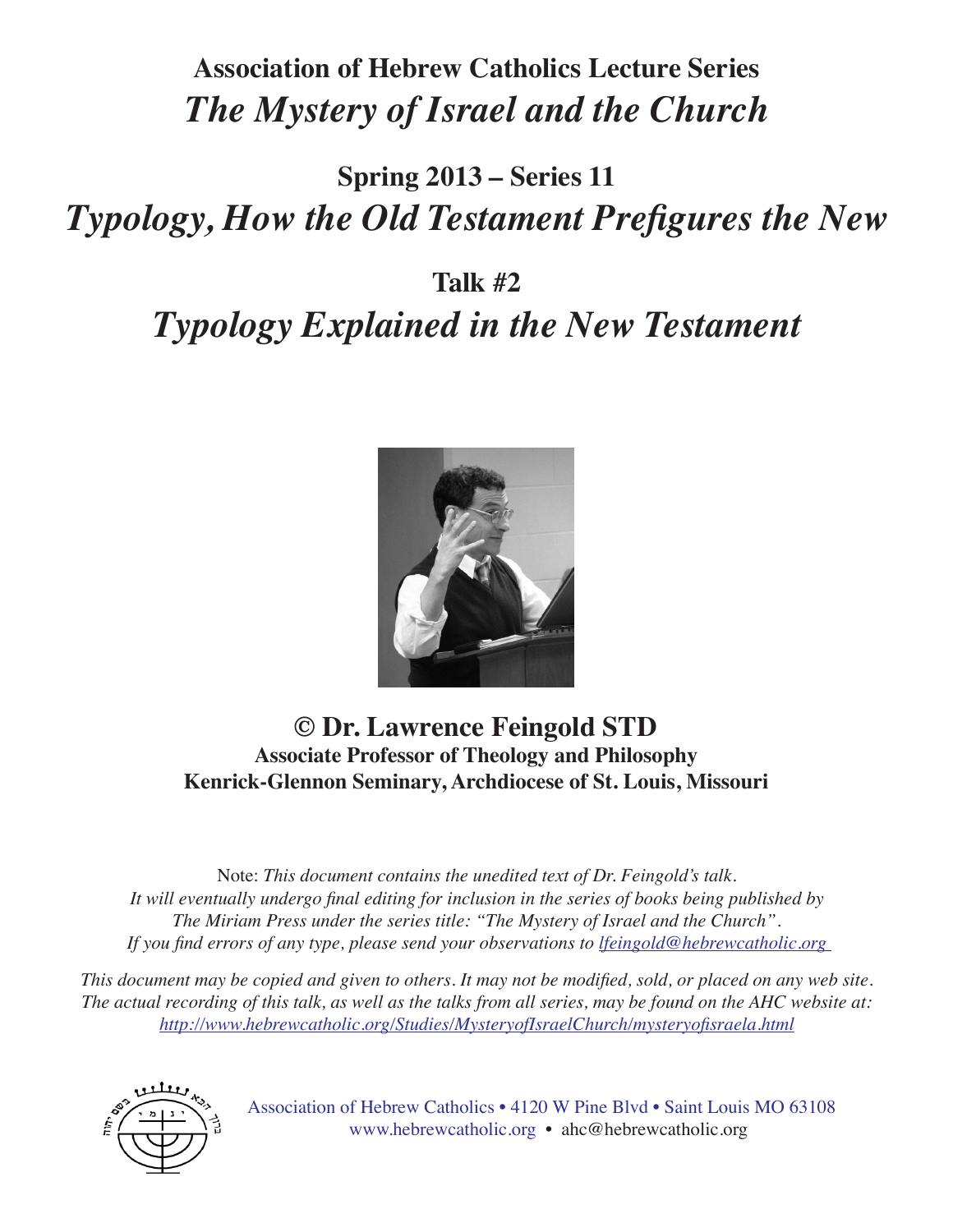# Association of Hebrew Catholics Lecture Series
# *The Mystery of Israel and the Church*

## Spring 2013 – Series 11
## *Typology, How the Old Testament Prefigures the New*

## Talk #2
## *Typology Explained in the New Testament*

**© Dr. Lawrence Feingold STD**
**Associate Professor of Theology and Philosophy**
**Kenrick-Glennon Seminary, Archdiocese of St. Louis, Missouri**

Note: *This document contains the unedited text of Dr. Feingold's talk. It will eventually undergo final editing for inclusion in the series of books being published by The Miriam Press under the series title: "The Mystery of Israel and the Church". If you find errors of any type, please send your observations to lfeingold@hebrewcatholic.org*

*This document may be copied and given to others. It may not be modified, sold, or placed on any web site. The actual recording of this talk, as well as the talks from all series, may be found on the AHC website at: http://www.hebrewcatholic.org/Studies/MysteryofIsraelChurch/mysteryofisraela.html*

Association of Hebrew Catholics • 4120 W Pine Blvd • Saint Louis MO 63108
www.hebrewcatholic.org • ahc@hebrewcatholic.org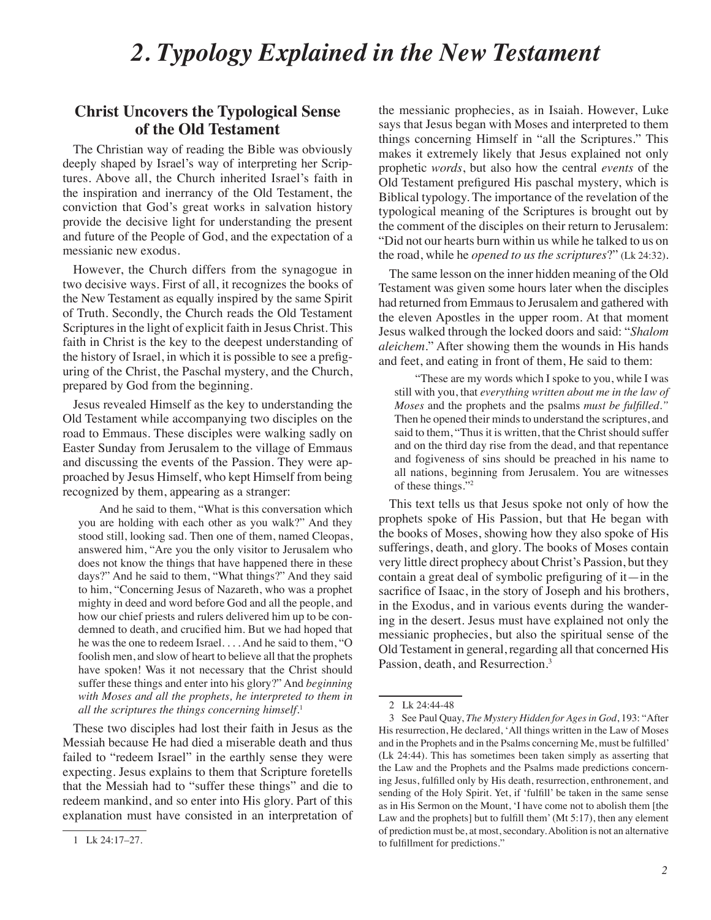# 2. Typology Explained in the New Testament

## Christ Uncovers the Typological Sense of the Old Testament

The Christian way of reading the Bible was obviously deeply shaped by Israel's way of interpreting her Scriptures. Above all, the Church inherited Israel's faith in the inspiration and inerrancy of the Old Testament, the conviction that God's great works in salvation history provide the decisive light for understanding the present and future of the People of God, and the expectation of a messianic new exodus.

However, the Church differs from the synagogue in two decisive ways. First of all, it recognizes the books of the New Testament as equally inspired by the same Spirit of Truth. Secondly, the Church reads the Old Testament Scriptures in the light of explicit faith in Jesus Christ. This faith in Christ is the key to the deepest understanding of the history of Israel, in which it is possible to see a prefiguring of the Christ, the Paschal mystery, and the Church, prepared by God from the beginning.

Jesus revealed Himself as the key to understanding the Old Testament while accompanying two disciples on the road to Emmaus. These disciples were walking sadly on Easter Sunday from Jerusalem to the village of Emmaus and discussing the events of the Passion. They were approached by Jesus Himself, who kept Himself from being recognized by them, appearing as a stranger:

> And he said to them, "What is this conversation which you are holding with each other as you walk?" And they stood still, looking sad. Then one of them, named Cleopas, answered him, "Are you the only visitor to Jerusalem who does not know the things that have happened there in these days?" And he said to them, "What things?" And they said to him, "Concerning Jesus of Nazareth, who was a prophet mighty in deed and word before God and all the people, and how our chief priests and rulers delivered him up to be condemned to death, and crucified him. But we had hoped that he was the one to redeem Israel. . . . And he said to them, "O foolish men, and slow of heart to believe all that the prophets have spoken! Was it not necessary that the Christ should suffer these things and enter into his glory?" And *beginning with Moses and all the prophets, he interpreted to them in all the scriptures the things concerning himself*.[1]

These two disciples had lost their faith in Jesus as the Messiah because He had died a miserable death and thus failed to "redeem Israel" in the earthly sense they were expecting. Jesus explains to them that Scripture foretells that the Messiah had to "suffer these things" and die to redeem mankind, and so enter into His glory. Part of this explanation must have consisted in an interpretation of the messianic prophecies, as in Isaiah. However, Luke says that Jesus began with Moses and interpreted to them things concerning Himself in "all the Scriptures." This makes it extremely likely that Jesus explained not only prophetic *words*, but also how the central *events* of the Old Testament prefigured His paschal mystery, which is Biblical typology. The importance of the revelation of the typological meaning of the Scriptures is brought out by the comment of the disciples on their return to Jerusalem: "Did not our hearts burn within us while he talked to us on the road, while he *opened to us the scriptures*?" (Lk 24:32).

The same lesson on the inner hidden meaning of the Old Testament was given some hours later when the disciples had returned from Emmaus to Jerusalem and gathered with the eleven Apostles in the upper room. At that moment Jesus walked through the locked doors and said: "*Shalom aleichem*." After showing them the wounds in His hands and feet, and eating in front of them, He said to them:

> "These are my words which I spoke to you, while I was still with you, that *everything written about me in the law of Moses* and the prophets and the psalms *must be fulfilled*." Then he opened their minds to understand the scriptures, and said to them, "Thus it is written, that the Christ should suffer and on the third day rise from the dead, and that repentance and fogiveness of sins should be preached in his name to all nations, beginning from Jerusalem. You are witnesses of these things."[2]

This text tells us that Jesus spoke not only of how the prophets spoke of His Passion, but that He began with the books of Moses, showing how they also spoke of His sufferings, death, and glory. The books of Moses contain very little direct prophecy about Christ's Passion, but they contain a great deal of symbolic prefiguring of it—in the sacrifice of Isaac, in the story of Joseph and his brothers, in the Exodus, and in various events during the wandering in the desert. Jesus must have explained not only the messianic prophecies, but also the spiritual sense of the Old Testament in general, regarding all that concerned His Passion, death, and Resurrection.[3]

---

1 Lk 24:17–27.

2 Lk 24:44-48

3 See Paul Quay, *The Mystery Hidden for Ages in God*, 193: "After His resurrection, He declared, 'All things written in the Law of Moses and in the Prophets and in the Psalms concerning Me, must be fulfilled' (Lk 24:44). This has sometimes been taken simply as asserting that the Law and the Prophets and the Psalms made predictions concerning Jesus, fulfilled only by His death, resurrection, enthronement, and sending of the Holy Spirit. Yet, if 'fulfill' be taken in the same sense as in His Sermon on the Mount, 'I have come not to abolish them [the Law and the prophets] but to fulfill them' (Mt 5:17), then any element of prediction must be, at most, secondary. Abolition is not an alternative to fulfillment for predictions."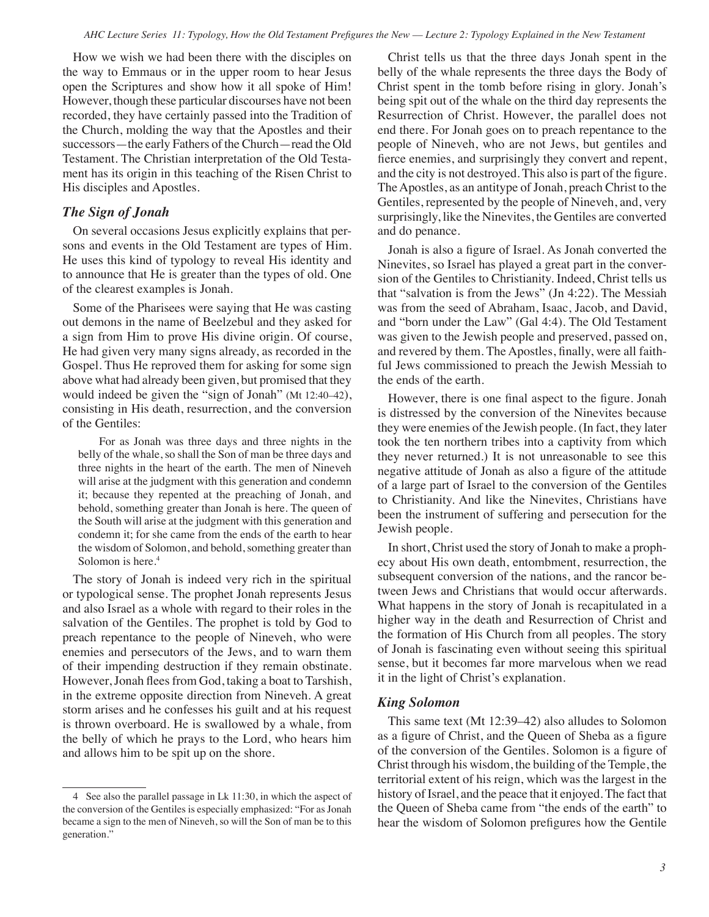How we wish we had been there with the disciples on the way to Emmaus or in the upper room to hear Jesus open the Scriptures and show how it all spoke of Him! However, though these particular discourses have not been recorded, they have certainly passed into the Tradition of the Church, molding the way that the Apostles and their successors—the early Fathers of the Church—read the Old Testament. The Christian interpretation of the Old Testament has its origin in this teaching of the Risen Christ to His disciples and Apostles.

### *The Sign of Jonah*

On several occasions Jesus explicitly explains that persons and events in the Old Testament are types of Him. He uses this kind of typology to reveal His identity and to announce that He is greater than the types of old. One of the clearest examples is Jonah.

Some of the Pharisees were saying that He was casting out demons in the name of Beelzebul and they asked for a sign from Him to prove His divine origin. Of course, He had given very many signs already, as recorded in the Gospel. Thus He reproved them for asking for some sign above what had already been given, but promised that they would indeed be given the "sign of Jonah" (Mt 12:40–42), consisting in His death, resurrection, and the conversion of the Gentiles:

> For as Jonah was three days and three nights in the belly of the whale, so shall the Son of man be three days and three nights in the heart of the earth. The men of Nineveh will arise at the judgment with this generation and condemn it; because they repented at the preaching of Jonah, and behold, something greater than Jonah is here. The queen of the South will arise at the judgment with this generation and condemn it; for she came from the ends of the earth to hear the wisdom of Solomon, and behold, something greater than Solomon is here.[4]

The story of Jonah is indeed very rich in the spiritual or typological sense. The prophet Jonah represents Jesus and also Israel as a whole with regard to their roles in the salvation of the Gentiles. The prophet is told by God to preach repentance to the people of Nineveh, who were enemies and persecutors of the Jews, and to warn them of their impending destruction if they remain obstinate. However, Jonah flees from God, taking a boat to Tarshish, in the extreme opposite direction from Nineveh. A great storm arises and he confesses his guilt and at his request is thrown overboard. He is swallowed by a whale, from the belly of which he prays to the Lord, who hears him and allows him to be spit up on the shore.

Christ tells us that the three days Jonah spent in the belly of the whale represents the three days the Body of Christ spent in the tomb before rising in glory. Jonah's being spit out of the whale on the third day represents the Resurrection of Christ. However, the parallel does not end there. For Jonah goes on to preach repentance to the people of Nineveh, who are not Jews, but gentiles and fierce enemies, and surprisingly they convert and repent, and the city is not destroyed. This also is part of the figure. The Apostles, as an antitype of Jonah, preach Christ to the Gentiles, represented by the people of Nineveh, and, very surprisingly, like the Ninevites, the Gentiles are converted and do penance.

Jonah is also a figure of Israel. As Jonah converted the Ninevites, so Israel has played a great part in the conversion of the Gentiles to Christianity. Indeed, Christ tells us that "salvation is from the Jews" (Jn 4:22). The Messiah was from the seed of Abraham, Isaac, Jacob, and David, and "born under the Law" (Gal 4:4). The Old Testament was given to the Jewish people and preserved, passed on, and revered by them. The Apostles, finally, were all faithful Jews commissioned to preach the Jewish Messiah to the ends of the earth.

However, there is one final aspect to the figure. Jonah is distressed by the conversion of the Ninevites because they were enemies of the Jewish people. (In fact, they later took the ten northern tribes into a captivity from which they never returned.) It is not unreasonable to see this negative attitude of Jonah as also a figure of the attitude of a large part of Israel to the conversion of the Gentiles to Christianity. And like the Ninevites, Christians have been the instrument of suffering and persecution for the Jewish people.

In short, Christ used the story of Jonah to make a prophecy about His own death, entombment, resurrection, the subsequent conversion of the nations, and the rancor between Jews and Christians that would occur afterwards. What happens in the story of Jonah is recapitulated in a higher way in the death and Resurrection of Christ and the formation of His Church from all peoples. The story of Jonah is fascinating even without seeing this spiritual sense, but it becomes far more marvelous when we read it in the light of Christ's explanation.

### *King Solomon*

This same text (Mt 12:39–42) also alludes to Solomon as a figure of Christ, and the Queen of Sheba as a figure of the conversion of the Gentiles. Solomon is a figure of Christ through his wisdom, the building of the Temple, the territorial extent of his reign, which was the largest in the history of Israel, and the peace that it enjoyed. The fact that the Queen of Sheba came from "the ends of the earth" to hear the wisdom of Solomon prefigures how the Gentile

---

[4] See also the parallel passage in Lk 11:30, in which the aspect of the conversion of the Gentiles is especially emphasized: "For as Jonah became a sign to the men of Nineveh, so will the Son of man be to this generation."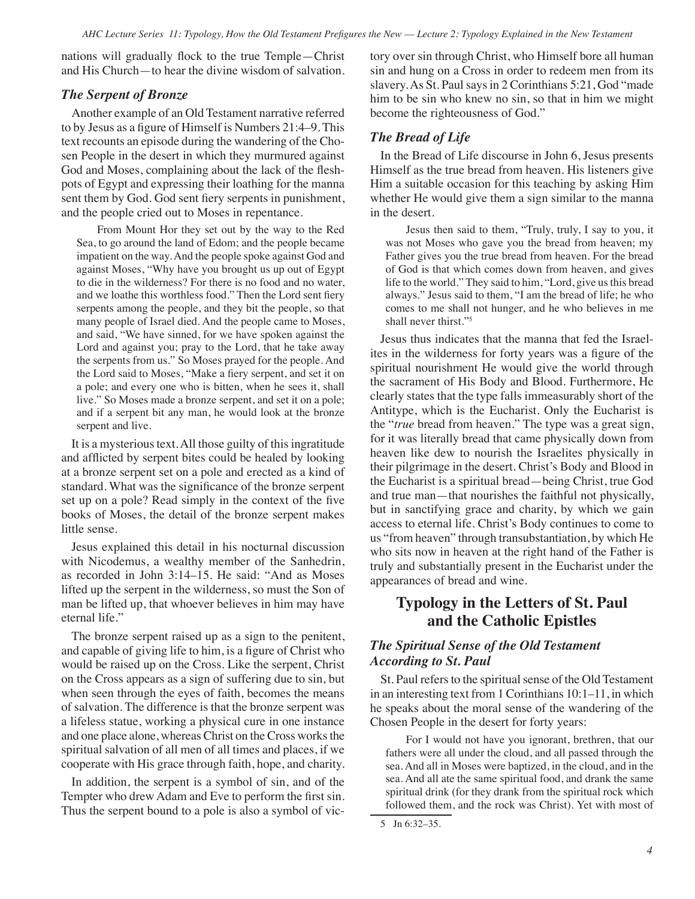nations will gradually flock to the true Temple—Christ and His Church—to hear the divine wisdom of salvation.

### *The Serpent of Bronze*

Another example of an Old Testament narrative referred to by Jesus as a figure of Himself is Numbers 21:4–9. This text recounts an episode during the wandering of the Chosen People in the desert in which they murmured against God and Moses, complaining about the lack of the fleshpots of Egypt and expressing their loathing for the manna sent them by God. God sent fiery serpents in punishment, and the people cried out to Moses in repentance.

> From Mount Hor they set out by the way to the Red Sea, to go around the land of Edom; and the people became impatient on the way. And the people spoke against God and against Moses, "Why have you brought us up out of Egypt to die in the wilderness? For there is no food and no water, and we loathe this worthless food." Then the Lord sent fiery serpents among the people, and they bit the people, so that many people of Israel died. And the people came to Moses, and said, "We have sinned, for we have spoken against the Lord and against you; pray to the Lord, that he take away the serpents from us." So Moses prayed for the people. And the Lord said to Moses, "Make a fiery serpent, and set it on a pole; and every one who is bitten, when he sees it, shall live." So Moses made a bronze serpent, and set it on a pole; and if a serpent bit any man, he would look at the bronze serpent and live.

It is a mysterious text. All those guilty of this ingratitude and afflicted by serpent bites could be healed by looking at a bronze serpent set on a pole and erected as a kind of standard. What was the significance of the bronze serpent set up on a pole? Read simply in the context of the five books of Moses, the detail of the bronze serpent makes little sense.

Jesus explained this detail in his nocturnal discussion with Nicodemus, a wealthy member of the Sanhedrin, as recorded in John 3:14–15. He said: "And as Moses lifted up the serpent in the wilderness, so must the Son of man be lifted up, that whoever believes in him may have eternal life."

The bronze serpent raised up as a sign to the penitent, and capable of giving life to him, is a figure of Christ who would be raised up on the Cross. Like the serpent, Christ on the Cross appears as a sign of suffering due to sin, but when seen through the eyes of faith, becomes the means of salvation. The difference is that the bronze serpent was a lifeless statue, working a physical cure in one instance and one place alone, whereas Christ on the Cross works the spiritual salvation of all men of all times and places, if we cooperate with His grace through faith, hope, and charity.

In addition, the serpent is a symbol of sin, and of the Tempter who drew Adam and Eve to perform the first sin. Thus the serpent bound to a pole is also a symbol of victory over sin through Christ, who Himself bore all human sin and hung on a Cross in order to redeem men from its slavery. As St. Paul says in 2 Corinthians 5:21, God "made him to be sin who knew no sin, so that in him we might become the righteousness of God."

### *The Bread of Life*

In the Bread of Life discourse in John 6, Jesus presents Himself as the true bread from heaven. His listeners give Him a suitable occasion for this teaching by asking Him whether He would give them a sign similar to the manna in the desert.

> Jesus then said to them, "Truly, truly, I say to you, it was not Moses who gave you the bread from heaven; my Father gives you the true bread from heaven. For the bread of God is that which comes down from heaven, and gives life to the world." They said to him, "Lord, give us this bread always." Jesus said to them, "I am the bread of life; he who comes to me shall not hunger, and he who believes in me shall never thirst."[5]

Jesus thus indicates that the manna that fed the Israelites in the wilderness for forty years was a figure of the spiritual nourishment He would give the world through the sacrament of His Body and Blood. Furthermore, He clearly states that the type falls immeasurably short of the Antitype, which is the Eucharist. Only the Eucharist is the "*true* bread from heaven." The type was a great sign, for it was literally bread that came physically down from heaven like dew to nourish the Israelites physically in their pilgrimage in the desert. Christ's Body and Blood in the Eucharist is a spiritual bread—being Christ, true God and true man—that nourishes the faithful not physically, but in sanctifying grace and charity, by which we gain access to eternal life. Christ's Body continues to come to us "from heaven" through transubstantiation, by which He who sits now in heaven at the right hand of the Father is truly and substantially present in the Eucharist under the appearances of bread and wine.

## Typology in the Letters of St. Paul and the Catholic Epistles

### *The Spiritual Sense of the Old Testament According to St. Paul*

St. Paul refers to the spiritual sense of the Old Testament in an interesting text from 1 Corinthians 10:1–11, in which he speaks about the moral sense of the wandering of the Chosen People in the desert for forty years:

> For I would not have you ignorant, brethren, that our fathers were all under the cloud, and all passed through the sea. And all in Moses were baptized, in the cloud, and in the sea. And all ate the same spiritual food, and drank the same spiritual drink (for they drank from the spiritual rock which followed them, and the rock was Christ). Yet with most of

---

5 Jn 6:32–35.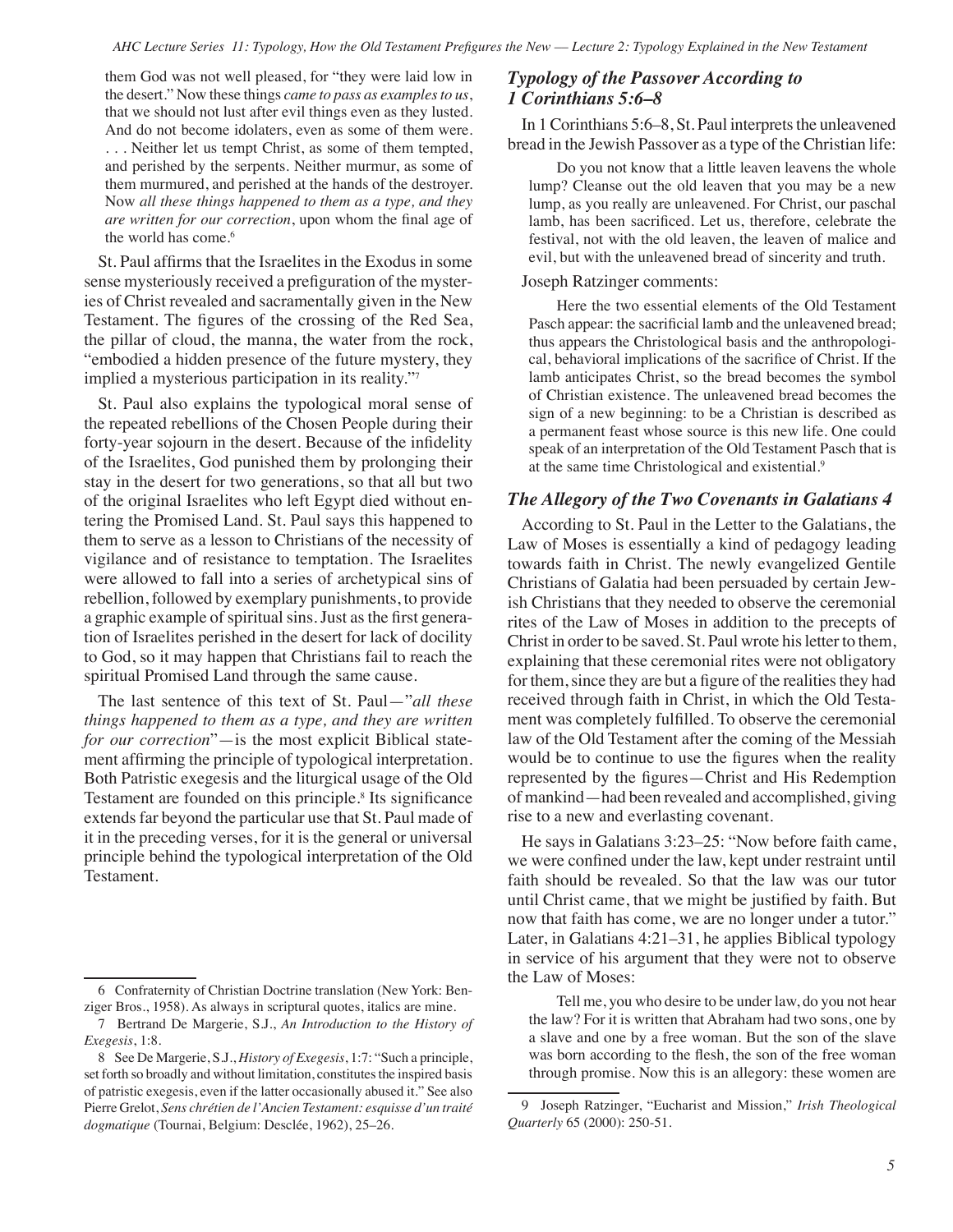them God was not well pleased, for "they were laid low in the desert." Now these things *came to pass as examples to us*, that we should not lust after evil things even as they lusted. And do not become idolaters, even as some of them were. . . . Neither let us tempt Christ, as some of them tempted, and perished by the serpents. Neither murmur, as some of them murmured, and perished at the hands of the destroyer. Now *all these things happened to them as a type, and they are written for our correction*, upon whom the final age of the world has come.[6]

St. Paul affirms that the Israelites in the Exodus in some sense mysteriously received a prefiguration of the mysteries of Christ revealed and sacramentally given in the New Testament. The figures of the crossing of the Red Sea, the pillar of cloud, the manna, the water from the rock, "embodied a hidden presence of the future mystery, they implied a mysterious participation in its reality."[7]

St. Paul also explains the typological moral sense of the repeated rebellions of the Chosen People during their forty-year sojourn in the desert. Because of the infidelity of the Israelites, God punished them by prolonging their stay in the desert for two generations, so that all but two of the original Israelites who left Egypt died without entering the Promised Land. St. Paul says this happened to them to serve as a lesson to Christians of the necessity of vigilance and of resistance to temptation. The Israelites were allowed to fall into a series of archetypical sins of rebellion, followed by exemplary punishments, to provide a graphic example of spiritual sins. Just as the first generation of Israelites perished in the desert for lack of docility to God, so it may happen that Christians fail to reach the spiritual Promised Land through the same cause.

The last sentence of this text of St. Paul—"*all these things happened to them as a type, and they are written for our correction*"—is the most explicit Biblical statement affirming the principle of typological interpretation. Both Patristic exegesis and the liturgical usage of the Old Testament are founded on this principle.[8] Its significance extends far beyond the particular use that St. Paul made of it in the preceding verses, for it is the general or universal principle behind the typological interpretation of the Old Testament.

### *Typology of the Passover According to 1 Corinthians 5:6–8*

In 1 Corinthians 5:6–8, St. Paul interprets the unleavened bread in the Jewish Passover as a type of the Christian life:

> Do you not know that a little leaven leavens the whole lump? Cleanse out the old leaven that you may be a new lump, as you really are unleavened. For Christ, our paschal lamb, has been sacrificed. Let us, therefore, celebrate the festival, not with the old leaven, the leaven of malice and evil, but with the unleavened bread of sincerity and truth.

Joseph Ratzinger comments:

> Here the two essential elements of the Old Testament Pasch appear: the sacrificial lamb and the unleavened bread; thus appears the Christological basis and the anthropological, behavioral implications of the sacrifice of Christ. If the lamb anticipates Christ, so the bread becomes the symbol of Christian existence. The unleavened bread becomes the sign of a new beginning: to be a Christian is described as a permanent feast whose source is this new life. One could speak of an interpretation of the Old Testament Pasch that is at the same time Christological and existential.[9]

### *The Allegory of the Two Covenants in Galatians 4*

According to St. Paul in the Letter to the Galatians, the Law of Moses is essentially a kind of pedagogy leading towards faith in Christ. The newly evangelized Gentile Christians of Galatia had been persuaded by certain Jewish Christians that they needed to observe the ceremonial rites of the Law of Moses in addition to the precepts of Christ in order to be saved. St. Paul wrote his letter to them, explaining that these ceremonial rites were not obligatory for them, since they are but a figure of the realities they had received through faith in Christ, in which the Old Testament was completely fulfilled. To observe the ceremonial law of the Old Testament after the coming of the Messiah would be to continue to use the figures when the reality represented by the figures—Christ and His Redemption of mankind—had been revealed and accomplished, giving rise to a new and everlasting covenant.

He says in Galatians 3:23–25: "Now before faith came, we were confined under the law, kept under restraint until faith should be revealed. So that the law was our tutor until Christ came, that we might be justified by faith. But now that faith has come, we are no longer under a tutor." Later, in Galatians 4:21–31, he applies Biblical typology in service of his argument that they were not to observe the Law of Moses:

> Tell me, you who desire to be under law, do you not hear the law? For it is written that Abraham had two sons, one by a slave and one by a free woman. But the son of the slave was born according to the flesh, the son of the free woman through promise. Now this is an allegory: these women are

---

6 Confraternity of Christian Doctrine translation (New York: Benziger Bros., 1958). As always in scriptural quotes, italics are mine.

7 Bertrand De Margerie, S.J., *An Introduction to the History of Exegesis*, 1:8.

8 See De Margerie, S.J., *History of Exegesis*, 1:7: "Such a principle, set forth so broadly and without limitation, constitutes the inspired basis of patristic exegesis, even if the latter occasionally abused it." See also Pierre Grelot, *Sens chrétien de l'Ancien Testament: esquisse d'un traité dogmatique* (Tournai, Belgium: Desclée, 1962), 25–26.

9 Joseph Ratzinger, "Eucharist and Mission," *Irish Theological Quarterly* 65 (2000): 250-51.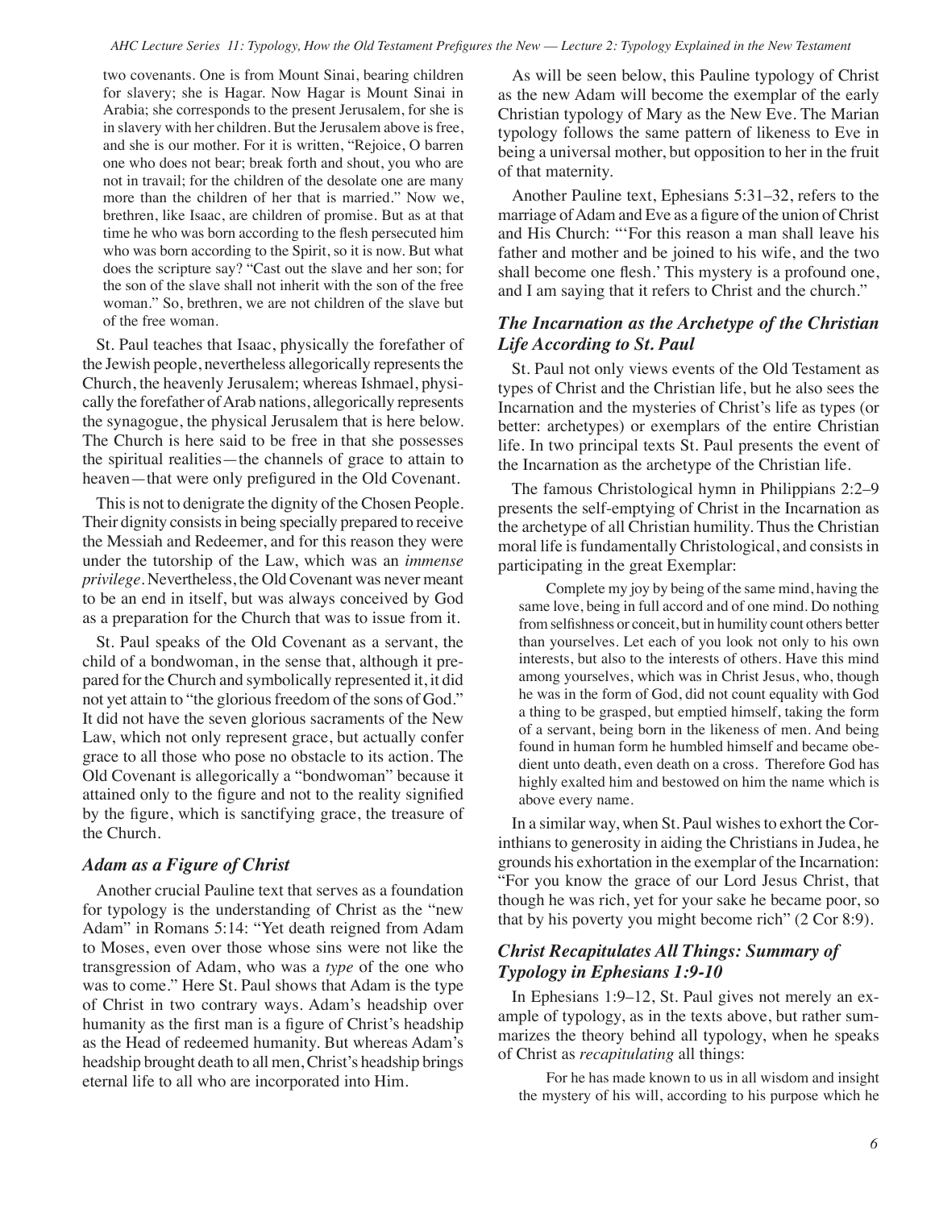two covenants. One is from Mount Sinai, bearing children for slavery; she is Hagar. Now Hagar is Mount Sinai in Arabia; she corresponds to the present Jerusalem, for she is in slavery with her children. But the Jerusalem above is free, and she is our mother. For it is written, "Rejoice, O barren one who does not bear; break forth and shout, you who are not in travail; for the children of the desolate one are many more than the children of her that is married." Now we, brethren, like Isaac, are children of promise. But as at that time he who was born according to the flesh persecuted him who was born according to the Spirit, so it is now. But what does the scripture say? "Cast out the slave and her son; for the son of the slave shall not inherit with the son of the free woman." So, brethren, we are not children of the slave but of the free woman.

St. Paul teaches that Isaac, physically the forefather of the Jewish people, nevertheless allegorically represents the Church, the heavenly Jerusalem; whereas Ishmael, physically the forefather of Arab nations, allegorically represents the synagogue, the physical Jerusalem that is here below. The Church is here said to be free in that she possesses the spiritual realities—the channels of grace to attain to heaven—that were only prefigured in the Old Covenant.

This is not to denigrate the dignity of the Chosen People. Their dignity consists in being specially prepared to receive the Messiah and Redeemer, and for this reason they were under the tutorship of the Law, which was an *immense privilege*. Nevertheless, the Old Covenant was never meant to be an end in itself, but was always conceived by God as a preparation for the Church that was to issue from it.

St. Paul speaks of the Old Covenant as a servant, the child of a bondwoman, in the sense that, although it prepared for the Church and symbolically represented it, it did not yet attain to "the glorious freedom of the sons of God." It did not have the seven glorious sacraments of the New Law, which not only represent grace, but actually confer grace to all those who pose no obstacle to its action. The Old Covenant is allegorically a "bondwoman" because it attained only to the figure and not to the reality signified by the figure, which is sanctifying grace, the treasure of the Church.

### *Adam as a Figure of Christ*

Another crucial Pauline text that serves as a foundation for typology is the understanding of Christ as the "new Adam" in Romans 5:14: "Yet death reigned from Adam to Moses, even over those whose sins were not like the transgression of Adam, who was a *type* of the one who was to come." Here St. Paul shows that Adam is the type of Christ in two contrary ways. Adam's headship over humanity as the first man is a figure of Christ's headship as the Head of redeemed humanity. But whereas Adam's headship brought death to all men, Christ's headship brings eternal life to all who are incorporated into Him.

As will be seen below, this Pauline typology of Christ as the new Adam will become the exemplar of the early Christian typology of Mary as the New Eve. The Marian typology follows the same pattern of likeness to Eve in being a universal mother, but opposition to her in the fruit of that maternity.

Another Pauline text, Ephesians 5:31–32, refers to the marriage of Adam and Eve as a figure of the union of Christ and His Church: "'For this reason a man shall leave his father and mother and be joined to his wife, and the two shall become one flesh.' This mystery is a profound one, and I am saying that it refers to Christ and the church."

### *The Incarnation as the Archetype of the Christian Life According to St. Paul*

St. Paul not only views events of the Old Testament as types of Christ and the Christian life, but he also sees the Incarnation and the mysteries of Christ's life as types (or better: archetypes) or exemplars of the entire Christian life. In two principal texts St. Paul presents the event of the Incarnation as the archetype of the Christian life.

The famous Christological hymn in Philippians 2:2–9 presents the self-emptying of Christ in the Incarnation as the archetype of all Christian humility. Thus the Christian moral life is fundamentally Christological, and consists in participating in the great Exemplar:

> Complete my joy by being of the same mind, having the same love, being in full accord and of one mind. Do nothing from selfishness or conceit, but in humility count others better than yourselves. Let each of you look not only to his own interests, but also to the interests of others. Have this mind among yourselves, which was in Christ Jesus, who, though he was in the form of God, did not count equality with God a thing to be grasped, but emptied himself, taking the form of a servant, being born in the likeness of men. And being found in human form he humbled himself and became obedient unto death, even death on a cross. Therefore God has highly exalted him and bestowed on him the name which is above every name.

In a similar way, when St. Paul wishes to exhort the Corinthians to generosity in aiding the Christians in Judea, he grounds his exhortation in the exemplar of the Incarnation: "For you know the grace of our Lord Jesus Christ, that though he was rich, yet for your sake he became poor, so that by his poverty you might become rich" (2 Cor 8:9).

### *Christ Recapitulates All Things: Summary of Typology in Ephesians 1:9-10*

In Ephesians 1:9–12, St. Paul gives not merely an example of typology, as in the texts above, but rather summarizes the theory behind all typology, when he speaks of Christ as *recapitulating* all things:

> For he has made known to us in all wisdom and insight the mystery of his will, according to his purpose which he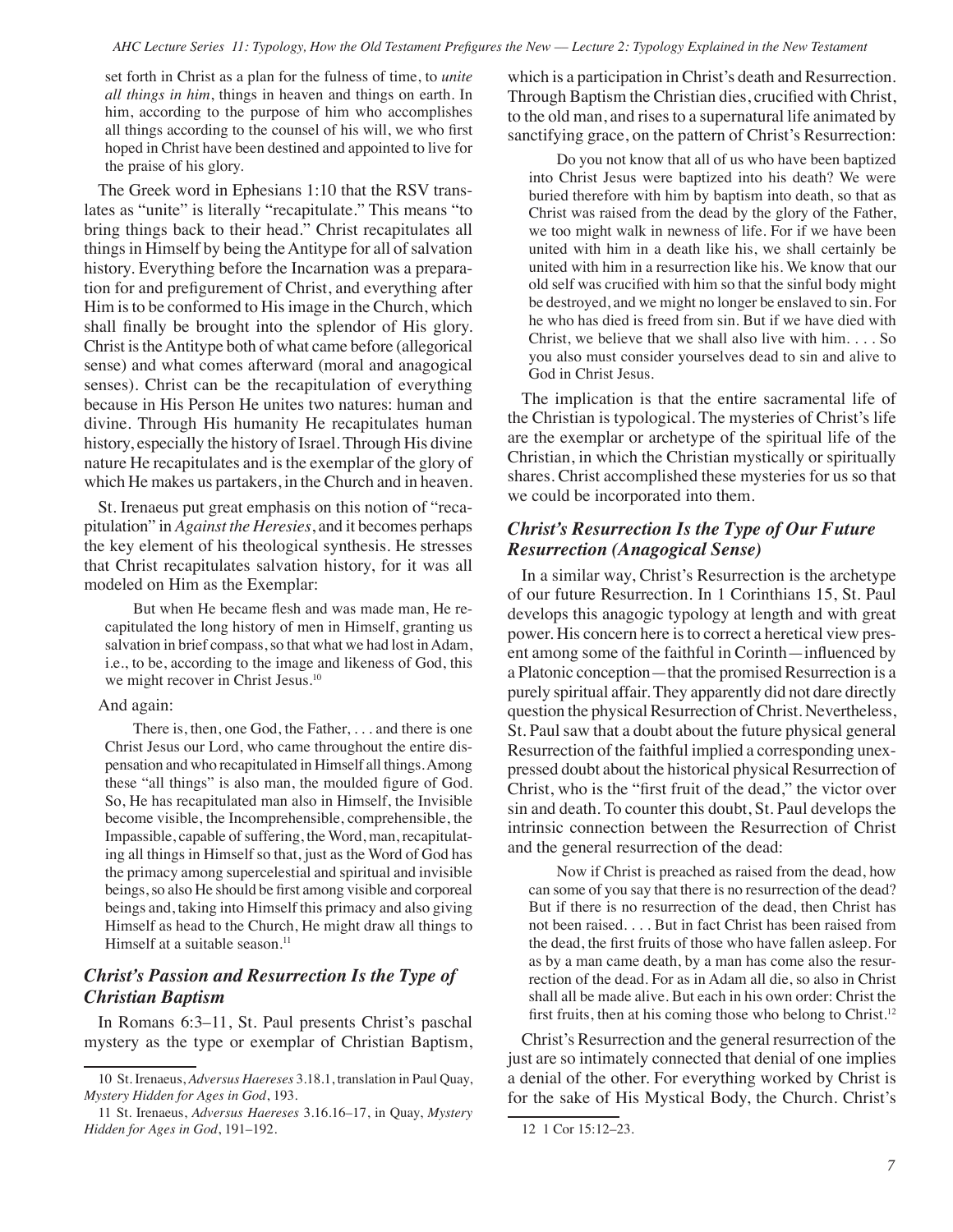> set forth in Christ as a plan for the fulness of time, to *unite all things in him*, things in heaven and things on earth. In him, according to the purpose of him who accomplishes all things according to the counsel of his will, we who first hoped in Christ have been destined and appointed to live for the praise of his glory.

The Greek word in Ephesians 1:10 that the RSV translates as "unite" is literally "recapitulate." This means "to bring things back to their head." Christ recapitulates all things in Himself by being the Antitype for all of salvation history. Everything before the Incarnation was a preparation for and prefigurement of Christ, and everything after Him is to be conformed to His image in the Church, which shall finally be brought into the splendor of His glory. Christ is the Antitype both of what came before (allegorical sense) and what comes afterward (moral and anagogical senses). Christ can be the recapitulation of everything because in His Person He unites two natures: human and divine. Through His humanity He recapitulates human history, especially the history of Israel. Through His divine nature He recapitulates and is the exemplar of the glory of which He makes us partakers, in the Church and in heaven.

St. Irenaeus put great emphasis on this notion of "recapitulation" in *Against the Heresies*, and it becomes perhaps the key element of his theological synthesis. He stresses that Christ recapitulates salvation history, for it was all modeled on Him as the Exemplar:

> But when He became flesh and was made man, He recapitulated the long history of men in Himself, granting us salvation in brief compass, so that what we had lost in Adam, i.e., to be, according to the image and likeness of God, this we might recover in Christ Jesus.[10]

And again:

> There is, then, one God, the Father, . . . and there is one Christ Jesus our Lord, who came throughout the entire dispensation and who recapitulated in Himself all things. Among these "all things" is also man, the moulded figure of God. So, He has recapitulated man also in Himself, the Invisible become visible, the Incomprehensible, comprehensible, the Impassible, capable of suffering, the Word, man, recapitulating all things in Himself so that, just as the Word of God has the primacy among supercelestial and spiritual and invisible beings, so also He should be first among visible and corporeal beings and, taking into Himself this primacy and also giving Himself as head to the Church, He might draw all things to Himself at a suitable season.[11]

### *Christ's Passion and Resurrection Is the Type of Christian Baptism*

In Romans 6:3–11, St. Paul presents Christ's paschal mystery as the type or exemplar of Christian Baptism, which is a participation in Christ's death and Resurrection. Through Baptism the Christian dies, crucified with Christ, to the old man, and rises to a supernatural life animated by sanctifying grace, on the pattern of Christ's Resurrection:

> Do you not know that all of us who have been baptized into Christ Jesus were baptized into his death? We were buried therefore with him by baptism into death, so that as Christ was raised from the dead by the glory of the Father, we too might walk in newness of life. For if we have been united with him in a death like his, we shall certainly be united with him in a resurrection like his. We know that our old self was crucified with him so that the sinful body might be destroyed, and we might no longer be enslaved to sin. For he who has died is freed from sin. But if we have died with Christ, we believe that we shall also live with him. . . . So you also must consider yourselves dead to sin and alive to God in Christ Jesus.

The implication is that the entire sacramental life of the Christian is typological. The mysteries of Christ's life are the exemplar or archetype of the spiritual life of the Christian, in which the Christian mystically or spiritually shares. Christ accomplished these mysteries for us so that we could be incorporated into them.

### *Christ's Resurrection Is the Type of Our Future Resurrection (Anagogical Sense)*

In a similar way, Christ's Resurrection is the archetype of our future Resurrection. In 1 Corinthians 15, St. Paul develops this anagogic typology at length and with great power. His concern here is to correct a heretical view present among some of the faithful in Corinth—influenced by a Platonic conception—that the promised Resurrection is a purely spiritual affair. They apparently did not dare directly question the physical Resurrection of Christ. Nevertheless, St. Paul saw that a doubt about the future physical general Resurrection of the faithful implied a corresponding unexpressed doubt about the historical physical Resurrection of Christ, who is the "first fruit of the dead," the victor over sin and death. To counter this doubt, St. Paul develops the intrinsic connection between the Resurrection of Christ and the general resurrection of the dead:

> Now if Christ is preached as raised from the dead, how can some of you say that there is no resurrection of the dead? But if there is no resurrection of the dead, then Christ has not been raised. . . . But in fact Christ has been raised from the dead, the first fruits of those who have fallen asleep. For as by a man came death, by a man has come also the resurrection of the dead. For as in Adam all die, so also in Christ shall all be made alive. But each in his own order: Christ the first fruits, then at his coming those who belong to Christ.[12]

Christ's Resurrection and the general resurrection of the just are so intimately connected that denial of one implies a denial of the other. For everything worked by Christ is for the sake of His Mystical Body, the Church. Christ's

---

10 St. Irenaeus, *Adversus Haereses* 3.18.1, translation in Paul Quay, *Mystery Hidden for Ages in God*, 193.

11 St. Irenaeus, *Adversus Haereses* 3.16.16–17, in Quay, *Mystery Hidden for Ages in God*, 191–192.

12 1 Cor 15:12–23.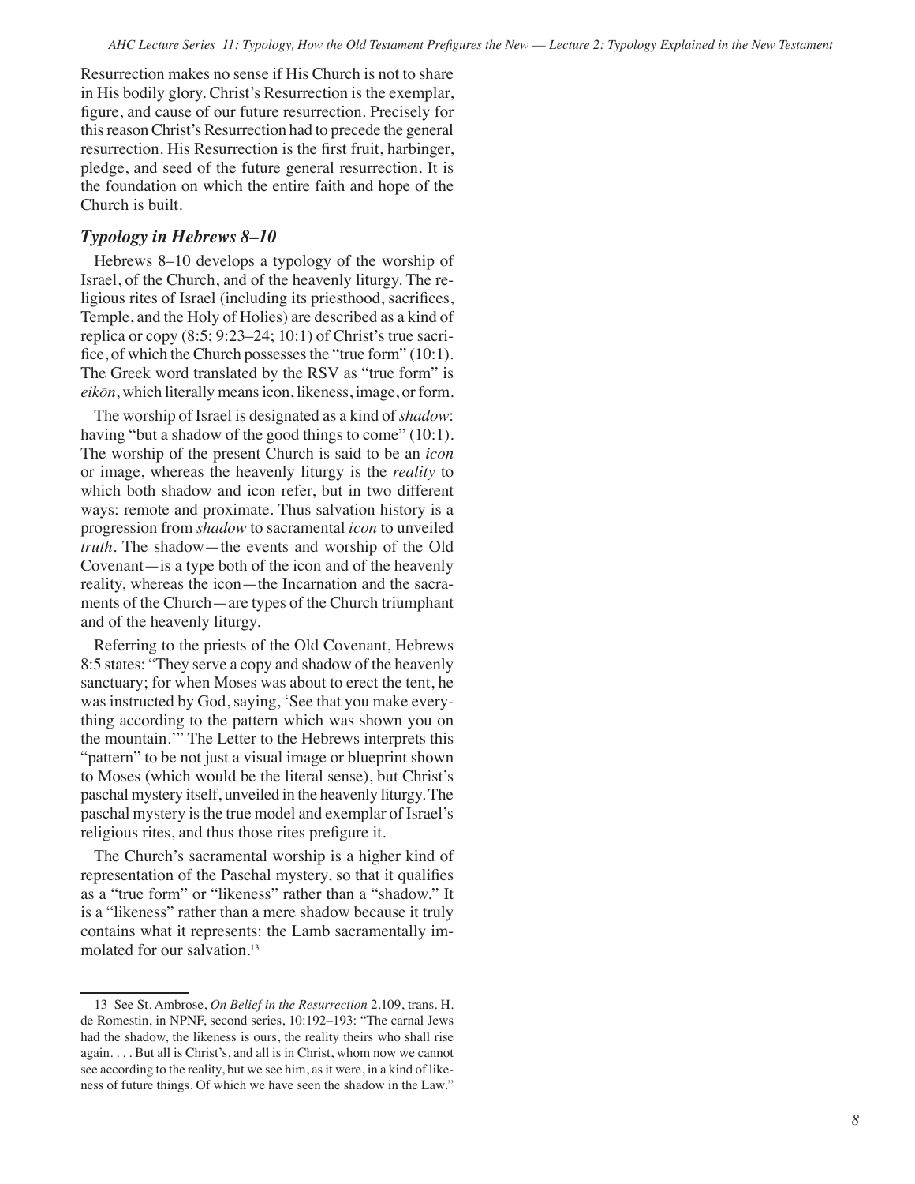Resurrection makes no sense if His Church is not to share in His bodily glory. Christ's Resurrection is the exemplar, figure, and cause of our future resurrection. Precisely for this reason Christ's Resurrection had to precede the general resurrection. His Resurrection is the first fruit, harbinger, pledge, and seed of the future general resurrection. It is the foundation on which the entire faith and hope of the Church is built.

### *Typology in Hebrews 8–10*

Hebrews 8–10 develops a typology of the worship of Israel, of the Church, and of the heavenly liturgy. The religious rites of Israel (including its priesthood, sacrifices, Temple, and the Holy of Holies) are described as a kind of replica or copy (8:5; 9:23–24; 10:1) of Christ's true sacrifice, of which the Church possesses the "true form" (10:1). The Greek word translated by the RSV as "true form" is *eikōn*, which literally means icon, likeness, image, or form.

The worship of Israel is designated as a kind of *shadow*: having "but a shadow of the good things to come" (10:1). The worship of the present Church is said to be an *icon* or image, whereas the heavenly liturgy is the *reality* to which both shadow and icon refer, but in two different ways: remote and proximate. Thus salvation history is a progression from *shadow* to sacramental *icon* to unveiled *truth*. The shadow—the events and worship of the Old Covenant—is a type both of the icon and of the heavenly reality, whereas the icon—the Incarnation and the sacraments of the Church—are types of the Church triumphant and of the heavenly liturgy.

Referring to the priests of the Old Covenant, Hebrews 8:5 states: "They serve a copy and shadow of the heavenly sanctuary; for when Moses was about to erect the tent, he was instructed by God, saying, 'See that you make everything according to the pattern which was shown you on the mountain.'" The Letter to the Hebrews interprets this "pattern" to be not just a visual image or blueprint shown to Moses (which would be the literal sense), but Christ's paschal mystery itself, unveiled in the heavenly liturgy. The paschal mystery is the true model and exemplar of Israel's religious rites, and thus those rites prefigure it.

The Church's sacramental worship is a higher kind of representation of the Paschal mystery, so that it qualifies as a "true form" or "likeness" rather than a "shadow." It is a "likeness" rather than a mere shadow because it truly contains what it represents: the Lamb sacramentally immolated for our salvation.[13]

---

13 See St. Ambrose, *On Belief in the Resurrection* 2.109, trans. H. de Romestin, in NPNF, second series, 10:192–193: "The carnal Jews had the shadow, the likeness is ours, the reality theirs who shall rise again. . . . But all is Christ's, and all is in Christ, whom now we cannot see according to the reality, but we see him, as it were, in a kind of likeness of future things. Of which we have seen the shadow in the Law."